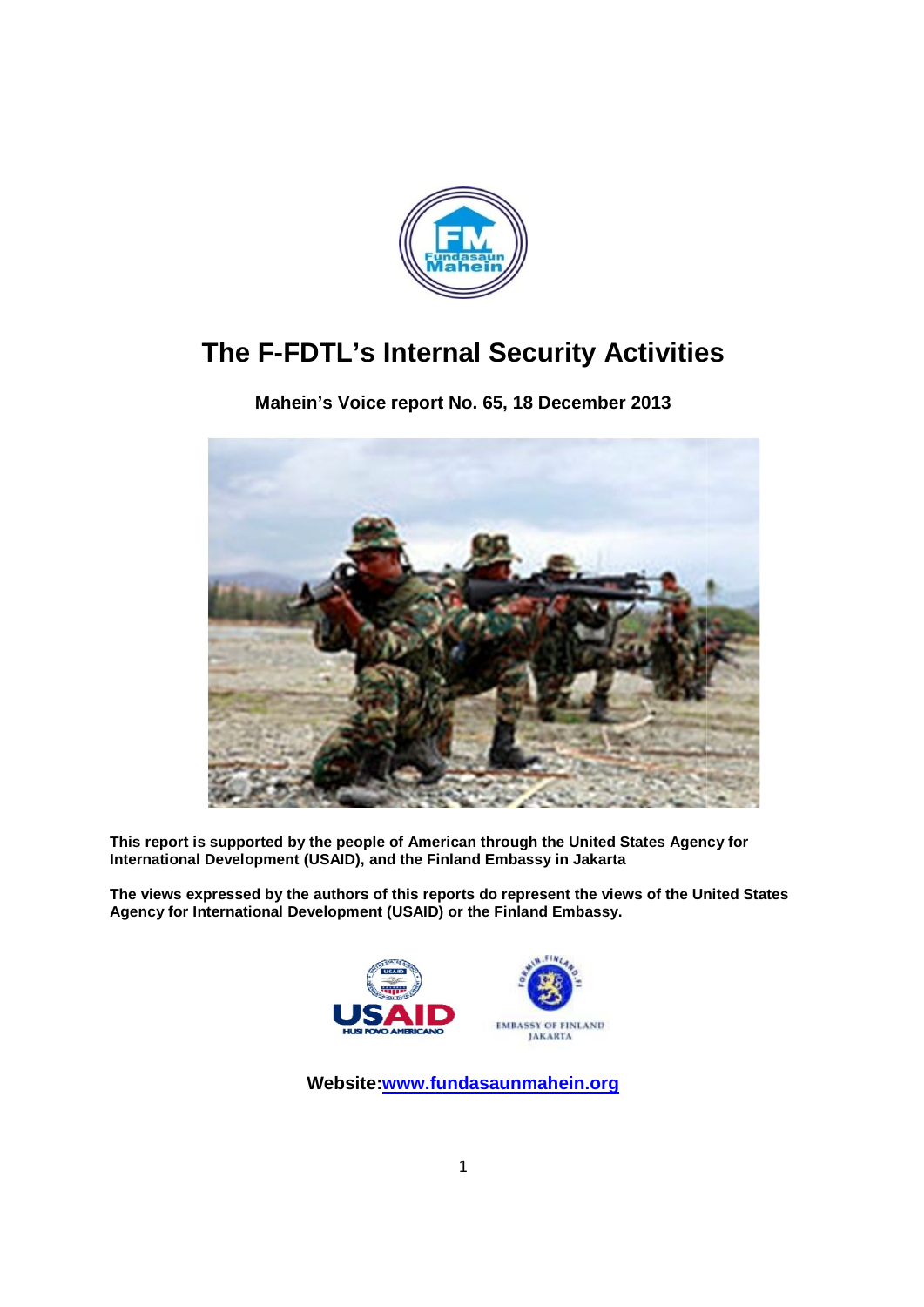# The F-FDTL's Internal Security Activities

**Mahein's Voice report No. 65, 18 December 2013**

**This report is supported by the people of American through the United States Agency for International Development (USAID), and the Finland Embassy in Jakarta**

**The views expressed by the authors of this reports do represent the views of the United States Agency for International Development (USAID) or the Finland Embassy.**

**Website:[www.fundasaunmahein.org](http://www.fundasaunmahein.org)**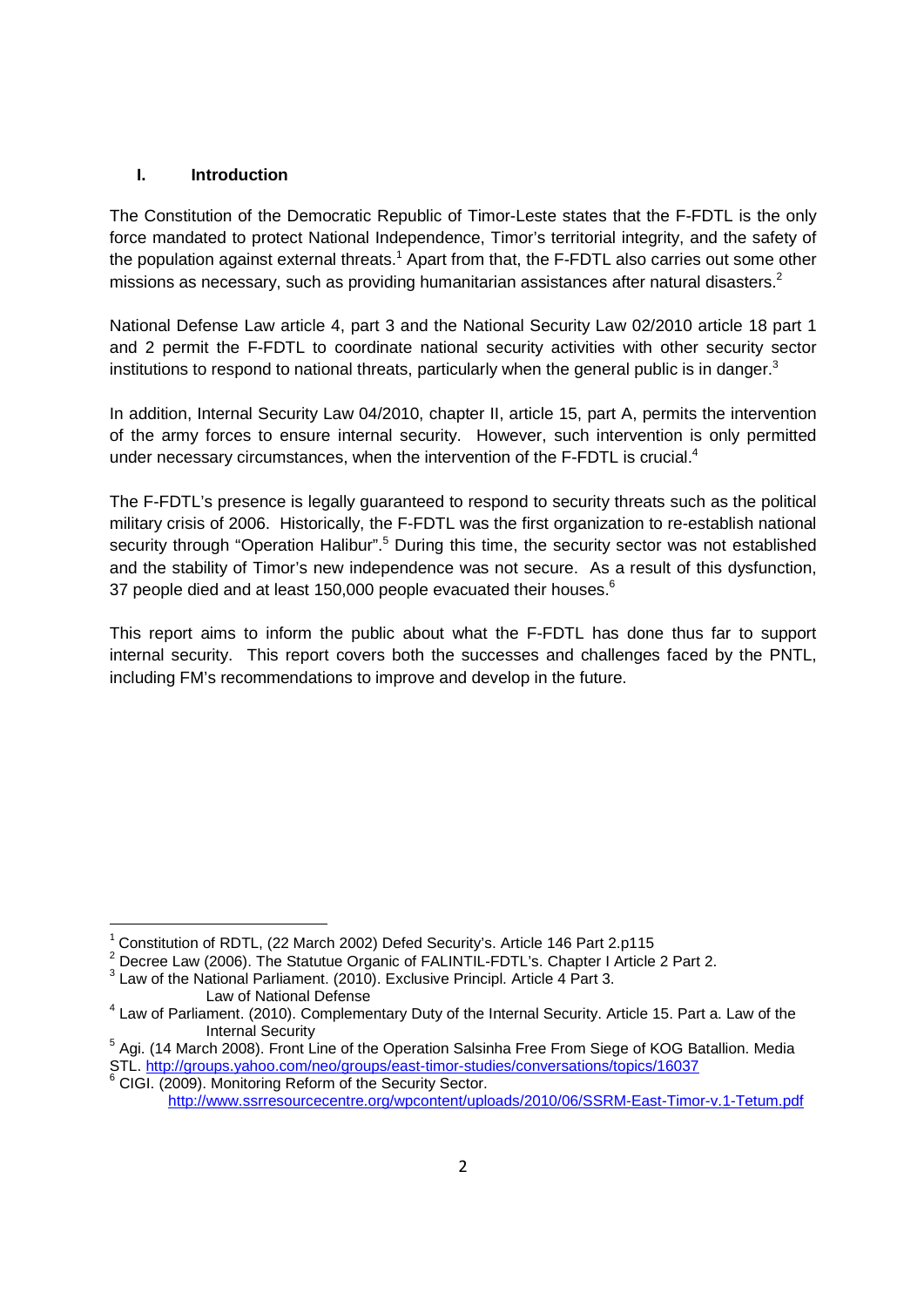## I. Introduction

The Constitution of the Democratic Republic of Timor-Leste states that the F-FDTL is the only force mandated to protect National Independence, Timor's territorial integrity, and the safety of the population against external threats.[1] Apart from that, the F-FDTL also carries out some other missions as necessary, such as providing humanitarian assistances after natural disasters.[2]

National Defense Law article 4, part 3 and the National Security Law 02/2010 article 18 part 1 and 2 permit the F-FDTL to coordinate national security activities with other security sector institutions to respond to national threats, particularly when the general public is in danger.[3]

In addition, Internal Security Law 04/2010, chapter II, article 15, part A, permits the intervention of the army forces to ensure internal security. However, such intervention is only permitted under necessary circumstances, when the intervention of the F-FDTL is crucial.[4]

The F-FDTL's presence is legally guaranteed to respond to security threats such as the political military crisis of 2006. Historically, the F-FDTL was the first organization to re-establish national security through "Operation Halibur".[5] During this time, the security sector was not established and the stability of Timor's new independence was not secure. As a result of this dysfunction, 37 people died and at least 150,000 people evacuated their houses.[6]

This report aims to inform the public about what the F-FDTL has done thus far to support internal security. This report covers both the successes and challenges faced by the PNTL, including FM's recommendations to improve and develop in the future.

---

[1] Constitution of RDTL, (22 March 2002) Defed Security's. Article 146 Part 2.p115

[2] Decree Law (2006). The Statutue Organic of FALINTIL-FDTL's. Chapter I Article 2 Part 2.

[3] Law of the National Parliament. (2010). Exclusive Principl. Article 4 Part 3. Law of National Defense

[4] Law of Parliament. (2010). Complementary Duty of the Internal Security. Article 15. Part a. Law of the Internal Security

[5] Agi. (14 March 2008). Front Line of the Operation Salsinha Free From Siege of KOG Batallion. Media STL. http://groups.yahoo.com/neo/groups/east-timor-studies/conversations/topics/16037

[6] CIGI. (2009). Monitoring Reform of the Security Sector. http://www.ssrresourcecentre.org/wpcontent/uploads/2010/06/SSRM-East-Timor-v.1-Tetum.pdf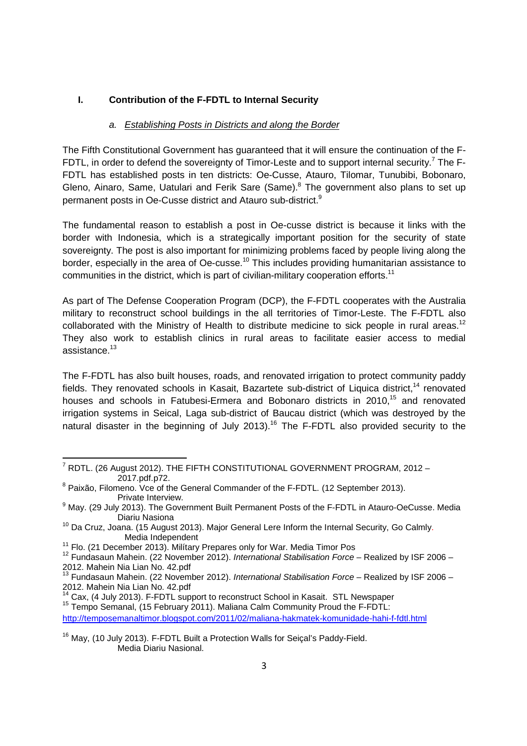## I. Contribution of the F-FDTL to Internal Security

### a. *Establishing Posts in Districts and along the Border*

The Fifth Constitutional Government has guaranteed that it will ensure the continuation of the F-FDTL, in order to defend the sovereignty of Timor-Leste and to support internal security.[7] The F-FDTL has established posts in ten districts: Oe-Cusse, Atauro, Tilomar, Tunubibi, Bobonaro, Gleno, Ainaro, Same, Uatulari and Ferik Sare (Same).[8] The government also plans to set up permanent posts in Oe-Cusse district and Atauro sub-district.[9]

The fundamental reason to establish a post in Oe-cusse district is because it links with the border with Indonesia, which is a strategically important position for the security of state sovereignty. The post is also important for minimizing problems faced by people living along the border, especially in the area of Oe-cusse.[10] This includes providing humanitarian assistance to communities in the district, which is part of civilian-military cooperation efforts.[11]

As part of The Defense Cooperation Program (DCP), the F-FDTL cooperates with the Australia military to reconstruct school buildings in the all territories of Timor-Leste. The F-FDTL also collaborated with the Ministry of Health to distribute medicine to sick people in rural areas.[12] They also work to establish clinics in rural areas to facilitate easier access to medial assistance.[13]

The F-FDTL has also built houses, roads, and renovated irrigation to protect community paddy fields. They renovated schools in Kasait, Bazartete sub-district of Liquica district,[14] renovated houses and schools in Fatubesi-Ermera and Bobonaro districts in 2010,[15] and renovated irrigation systems in Seical, Laga sub-district of Baucau district (which was destroyed by the natural disaster in the beginning of July 2013).[16] The F-FDTL also provided security to the

---

[7] RDTL. (26 August 2012). THE FIFTH CONSTITUTIONAL GOVERNMENT PROGRAM, 2012 – 2017.pdf.p72.

[8] Paixão, Filomeno. Vce of the General Commander of the F-FDTL. (12 September 2013). Private Interview.

[9] May. (29 July 2013). The Government Built Permanent Posts of the F-FDTL in Atauro-OeCusse. Media Diariu Nasiona

[10] Da Cruz, Joana. (15 August 2013). Major General Lere Inform the Internal Security, Go Calmly. Media Independent

[11] Flo. (21 December 2013). Milítary Prepares only for War. Media Timor Pos

[12] Fundasaun Mahein. (22 November 2012). *International Stabilisation Force* – Realized by ISF 2006 – 2012. Mahein Nia Lian No. 42.pdf

[13] Fundasaun Mahein. (22 November 2012). *International Stabilisation Force* – Realized by ISF 2006 – 2012. Mahein Nia Lian No. 42.pdf

[14] Cax, (4 July 2013). F-FDTL support to reconstruct School in Kasait. STL Newspaper

[15] Tempo Semanal, (15 February 2011). Maliana Calm Community Proud the F-FDTL: http://temposemanaltimor.blogspot.com/2011/02/maliana-hakmatek-komunidade-hahi-f-fdtl.html

[16] May, (10 July 2013). F-FDTL Built a Protection Walls for Seiçal's Paddy-Field. Media Diariu Nasional.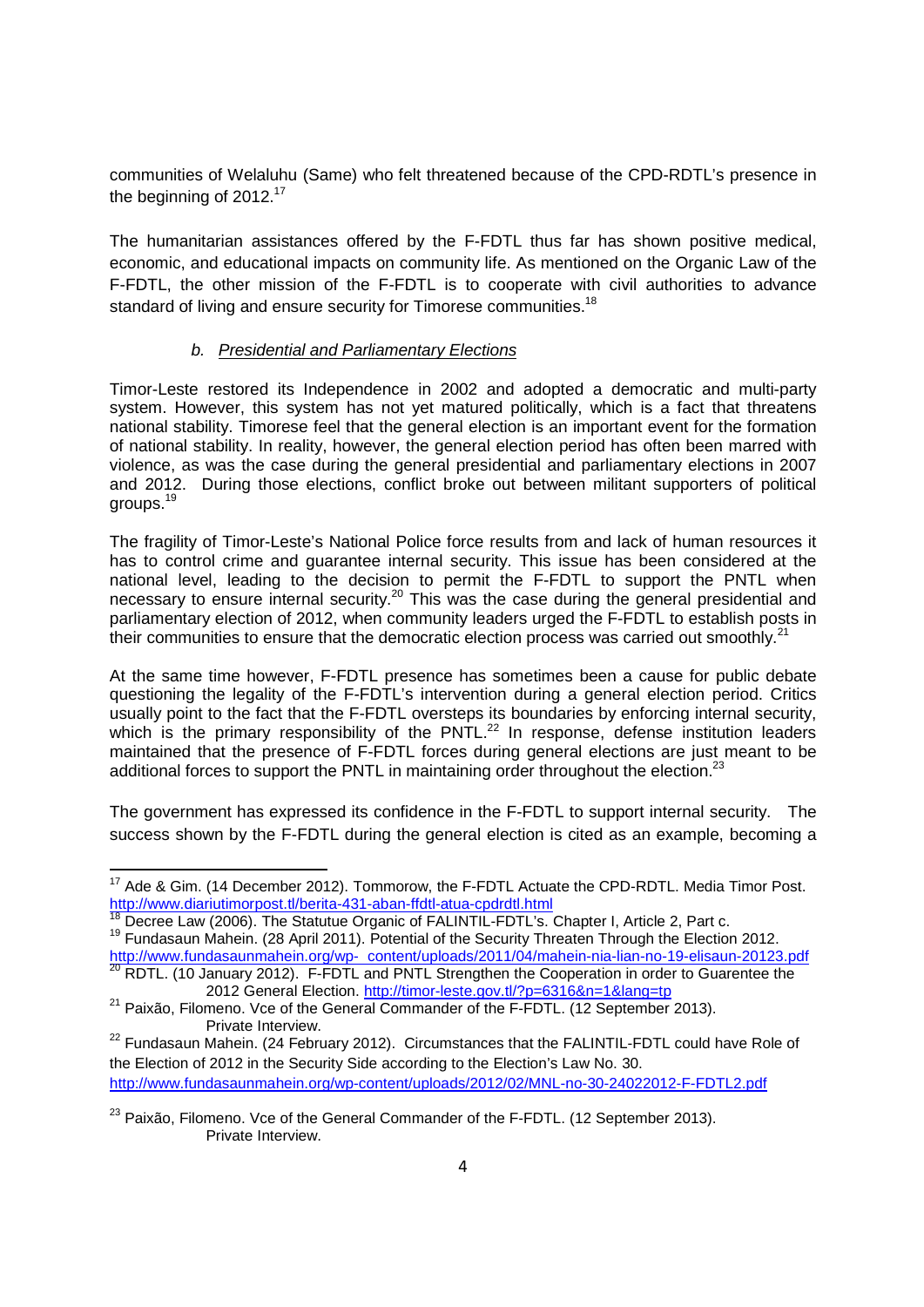communities of Welaluhu (Same) who felt threatened because of the CPD-RDTL's presence in the beginning of 2012.[17]

The humanitarian assistances offered by the F-FDTL thus far has shown positive medical, economic, and educational impacts on community life. As mentioned on the Organic Law of the F-FDTL, the other mission of the F-FDTL is to cooperate with civil authorities to advance standard of living and ensure security for Timorese communities.[18]

### b. *Presidential and Parliamentary Elections*

Timor-Leste restored its Independence in 2002 and adopted a democratic and multi-party system. However, this system has not yet matured politically, which is a fact that threatens national stability. Timorese feel that the general election is an important event for the formation of national stability. In reality, however, the general election period has often been marred with violence, as was the case during the general presidential and parliamentary elections in 2007 and 2012. During those elections, conflict broke out between militant supporters of political groups.[19]

The fragility of Timor-Leste's National Police force results from and lack of human resources it has to control crime and guarantee internal security. This issue has been considered at the national level, leading to the decision to permit the F-FDTL to support the PNTL when necessary to ensure internal security.[20] This was the case during the general presidential and parliamentary election of 2012, when community leaders urged the F-FDTL to establish posts in their communities to ensure that the democratic election process was carried out smoothly.[21]

At the same time however, F-FDTL presence has sometimes been a cause for public debate questioning the legality of the F-FDTL's intervention during a general election period. Critics usually point to the fact that the F-FDTL oversteps its boundaries by enforcing internal security, which is the primary responsibility of the PNTL.[22] In response, defense institution leaders maintained that the presence of F-FDTL forces during general elections are just meant to be additional forces to support the PNTL in maintaining order throughout the election.[23]

The government has expressed its confidence in the F-FDTL to support internal security. The success shown by the F-FDTL during the general election is cited as an example, becoming a

---

[17] Ade & Gim. (14 December 2012). Tommorow, the F-FDTL Actuate the CPD-RDTL. Media Timor Post. http://www.diariutimorpost.tl/berita-431-aban-ffdtl-atua-cpdrdtl.html

[18] Decree Law (2006). The Statutue Organic of FALINTIL-FDTL's. Chapter I, Article 2, Part c.

[19] Fundasaun Mahein. (28 April 2011). Potential of the Security Threaten Through the Election 2012. http://www.fundasaunmahein.org/wp- content/uploads/2011/04/mahein-nia-lian-no-19-elisaun-20123.pdf

[20] RDTL. (10 January 2012). F-FDTL and PNTL Strengthen the Cooperation in order to Guarentee the 2012 General Election. http://timor-leste.gov.tl/?p=6316&n=1&lang=tp

[21] Paixão, Filomeno. Vce of the General Commander of the F-FDTL. (12 September 2013). Private Interview.

[22] Fundasaun Mahein. (24 February 2012). Circumstances that the FALINTIL-FDTL could have Role of the Election of 2012 in the Security Side according to the Election's Law No. 30. http://www.fundasaunmahein.org/wp-content/uploads/2012/02/MNL-no-30-24022012-F-FDTL2.pdf

[23] Paixão, Filomeno. Vce of the General Commander of the F-FDTL. (12 September 2013). Private Interview.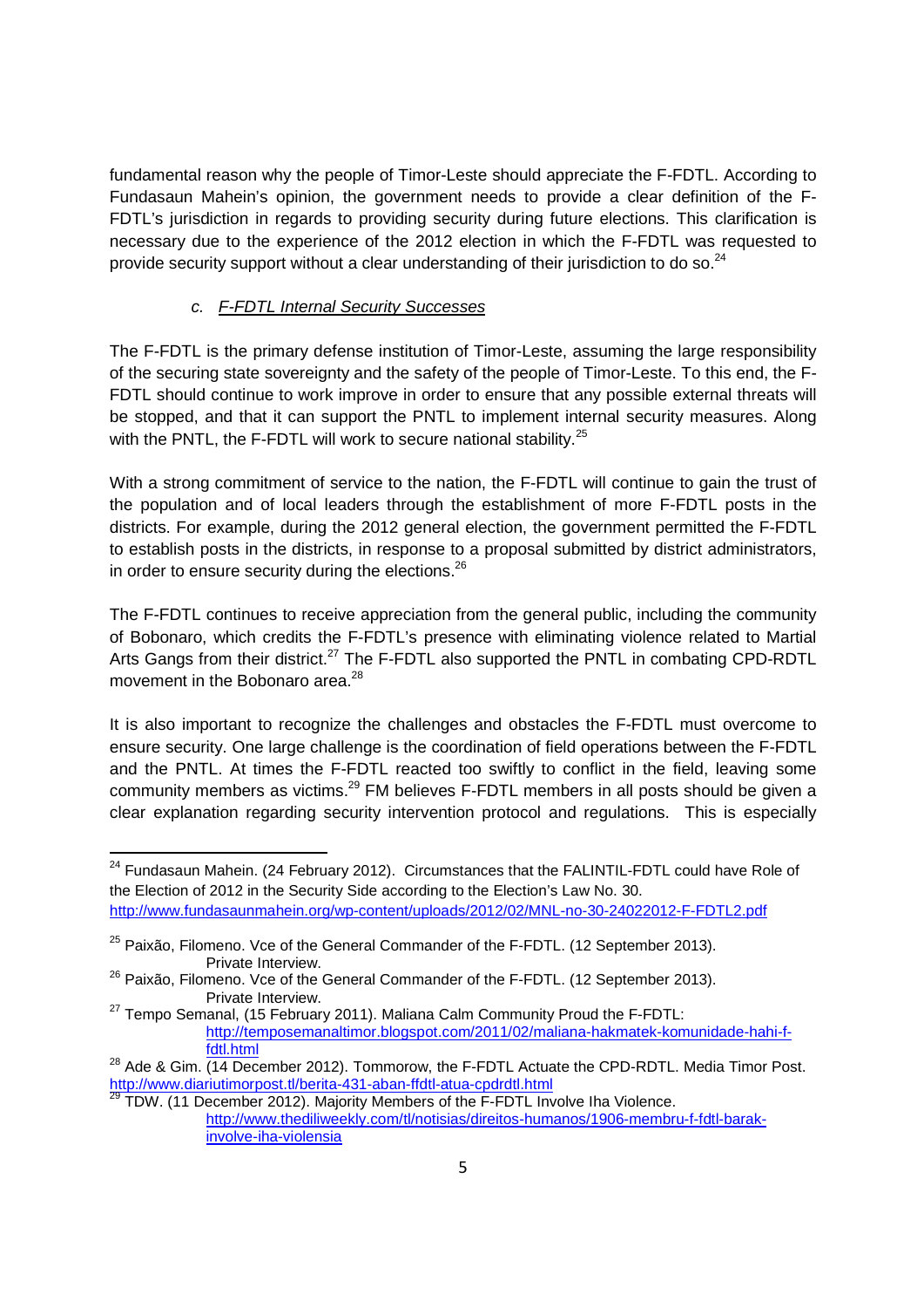fundamental reason why the people of Timor-Leste should appreciate the F-FDTL. According to Fundasaun Mahein's opinion, the government needs to provide a clear definition of the F-FDTL's jurisdiction in regards to providing security during future elections. This clarification is necessary due to the experience of the 2012 election in which the F-FDTL was requested to provide security support without a clear understanding of their jurisdiction to do so.[24]

### c. *F-FDTL Internal Security Successes*

The F-FDTL is the primary defense institution of Timor-Leste, assuming the large responsibility of the securing state sovereignty and the safety of the people of Timor-Leste. To this end, the F-FDTL should continue to work improve in order to ensure that any possible external threats will be stopped, and that it can support the PNTL to implement internal security measures. Along with the PNTL, the F-FDTL will work to secure national stability.[25]

With a strong commitment of service to the nation, the F-FDTL will continue to gain the trust of the population and of local leaders through the establishment of more F-FDTL posts in the districts. For example, during the 2012 general election, the government permitted the F-FDTL to establish posts in the districts, in response to a proposal submitted by district administrators, in order to ensure security during the elections.[26]

The F-FDTL continues to receive appreciation from the general public, including the community of Bobonaro, which credits the F-FDTL's presence with eliminating violence related to Martial Arts Gangs from their district.[27] The F-FDTL also supported the PNTL in combating CPD-RDTL movement in the Bobonaro area.[28]

It is also important to recognize the challenges and obstacles the F-FDTL must overcome to ensure security. One large challenge is the coordination of field operations between the F-FDTL and the PNTL. At times the F-FDTL reacted too swiftly to conflict in the field, leaving some community members as victims.[29] FM believes F-FDTL members in all posts should be given a clear explanation regarding security intervention protocol and regulations. This is especially

---

[24] Fundasaun Mahein. (24 February 2012). Circumstances that the FALINTIL-FDTL could have Role of the Election of 2012 in the Security Side according to the Election's Law No. 30. http://www.fundasaunmahein.org/wp-content/uploads/2012/02/MNL-no-30-24022012-F-FDTL2.pdf

[25] Paixão, Filomeno. Vce of the General Commander of the F-FDTL. (12 September 2013). Private Interview.

[26] Paixão, Filomeno. Vce of the General Commander of the F-FDTL. (12 September 2013). Private Interview.

[27] Tempo Semanal, (15 February 2011). Maliana Calm Community Proud the F-FDTL: http://temposemanaltimor.blogspot.com/2011/02/maliana-hakmatek-komunidade-hahi-f-fdtl.html

[28] Ade & Gim. (14 December 2012). Tommorow, the F-FDTL Actuate the CPD-RDTL. Media Timor Post. http://www.diariutimorpost.tl/berita-431-aban-ffdtl-atua-cpdrdtl.html

[29] TDW. (11 December 2012). Majority Members of the F-FDTL Involve Iha Violence. http://www.thediliweekly.com/tl/notisias/direitos-humanos/1906-membru-f-fdtl-barak-involve-iha-violensia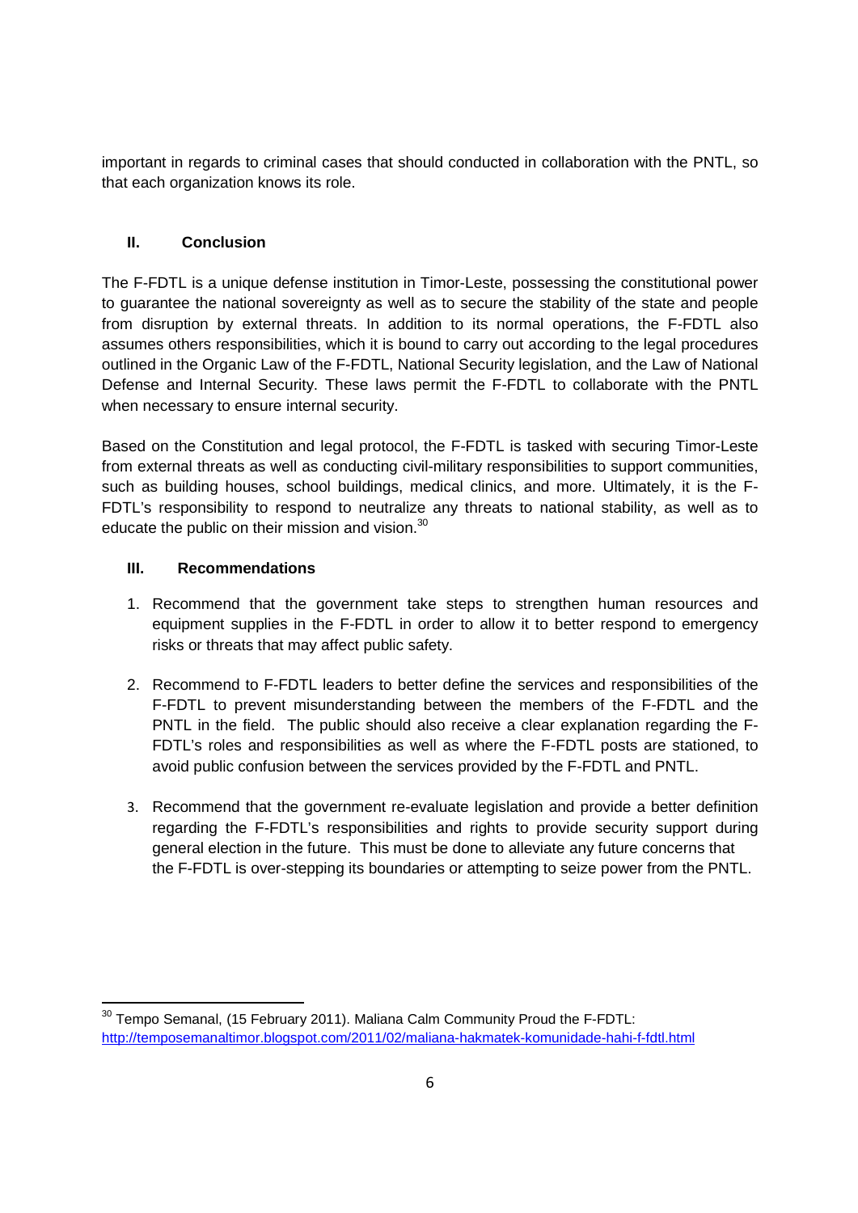important in regards to criminal cases that should conducted in collaboration with the PNTL, so that each organization knows its role.

## II. Conclusion

The F-FDTL is a unique defense institution in Timor-Leste, possessing the constitutional power to guarantee the national sovereignty as well as to secure the stability of the state and people from disruption by external threats. In addition to its normal operations, the F-FDTL also assumes others responsibilities, which it is bound to carry out according to the legal procedures outlined in the Organic Law of the F-FDTL, National Security legislation, and the Law of National Defense and Internal Security. These laws permit the F-FDTL to collaborate with the PNTL when necessary to ensure internal security.

Based on the Constitution and legal protocol, the F-FDTL is tasked with securing Timor-Leste from external threats as well as conducting civil-military responsibilities to support communities, such as building houses, school buildings, medical clinics, and more. Ultimately, it is the F-FDTL's responsibility to respond to neutralize any threats to national stability, as well as to educate the public on their mission and vision.[30]

## III. Recommendations

1. Recommend that the government take steps to strengthen human resources and equipment supplies in the F-FDTL in order to allow it to better respond to emergency risks or threats that may affect public safety.

2. Recommend to F-FDTL leaders to better define the services and responsibilities of the F-FDTL to prevent misunderstanding between the members of the F-FDTL and the PNTL in the field. The public should also receive a clear explanation regarding the F-FDTL's roles and responsibilities as well as where the F-FDTL posts are stationed, to avoid public confusion between the services provided by the F-FDTL and PNTL.

3. Recommend that the government re-evaluate legislation and provide a better definition regarding the F-FDTL's responsibilities and rights to provide security support during general election in the future. This must be done to alleviate any future concerns that the F-FDTL is over-stepping its boundaries or attempting to seize power from the PNTL.

---

[30] Tempo Semanal, (15 February 2011). Maliana Calm Community Proud the F-FDTL: http://temposemanaltimor.blogspot.com/2011/02/maliana-hakmatek-komunidade-hahi-f-fdtl.html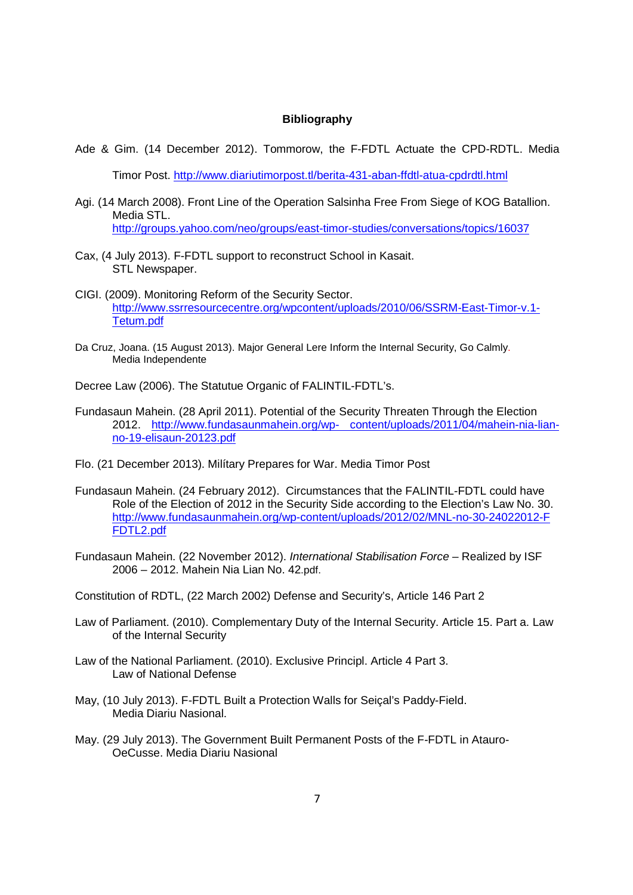**Bibliography**

Ade & Gim. (14 December 2012). Tommorow, the F-FDTL Actuate the CPD-RDTL. Media Timor Post. http://www.diariutimorpost.tl/berita-431-aban-ffdtl-atua-cpdrdtl.html

Agi. (14 March 2008). Front Line of the Operation Salsinha Free From Siege of KOG Batallion. Media STL. http://groups.yahoo.com/neo/groups/east-timor-studies/conversations/topics/16037

Cax, (4 July 2013). F-FDTL support to reconstruct School in Kasait. STL Newspaper.

CIGI. (2009). Monitoring Reform of the Security Sector. http://www.ssrresourcecentre.org/wpcontent/uploads/2010/06/SSRM-East-Timor-v.1-Tetum.pdf

Da Cruz, Joana. (15 August 2013). Major General Lere Inform the Internal Security, Go Calmly. Media Independente

Decree Law (2006). The Statutue Organic of FALINTIL-FDTL's.

Fundasaun Mahein. (28 April 2011). Potential of the Security Threaten Through the Election 2012. http://www.fundasaunmahein.org/wp- content/uploads/2011/04/mahein-nia-lian-no-19-elisaun-20123.pdf

Flo. (21 December 2013). Milítary Prepares for War. Media Timor Post

Fundasaun Mahein. (24 February 2012). Circumstances that the FALINTIL-FDTL could have Role of the Election of 2012 in the Security Side according to the Election's Law No. 30. http://www.fundasaunmahein.org/wp-content/uploads/2012/02/MNL-no-30-24022012-FFDTL2.pdf

Fundasaun Mahein. (22 November 2012). *International Stabilisation Force* – Realized by ISF 2006 – 2012. Mahein Nia Lian No. 42.pdf.

Constitution of RDTL, (22 March 2002) Defense and Security's, Article 146 Part 2

Law of Parliament. (2010). Complementary Duty of the Internal Security. Article 15. Part a. Law of the Internal Security

Law of the National Parliament. (2010). Exclusive Principl. Article 4 Part 3. Law of National Defense

May, (10 July 2013). F-FDTL Built a Protection Walls for Seiçal's Paddy-Field. Media Diariu Nasional.

May. (29 July 2013). The Government Built Permanent Posts of the F-FDTL in Atauro-OeCusse. Media Diariu Nasional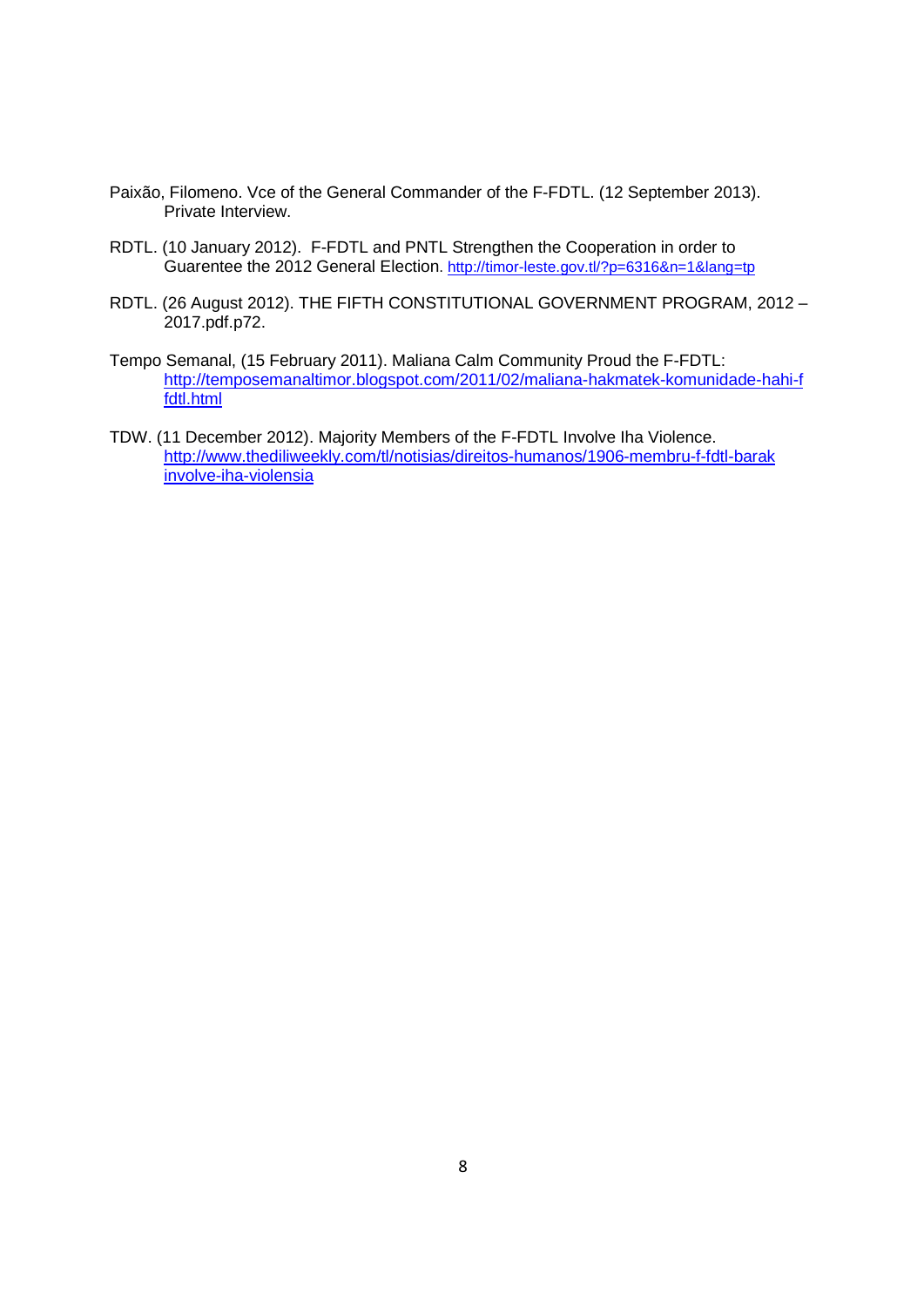Paixão, Filomeno. Vce of the General Commander of the F-FDTL. (12 September 2013). Private Interview.

RDTL. (10 January 2012). F-FDTL and PNTL Strengthen the Cooperation in order to Guarentee the 2012 General Election. http://timor-leste.gov.tl/?p=6316&n=1&lang=tp

RDTL. (26 August 2012). THE FIFTH CONSTITUTIONAL GOVERNMENT PROGRAM, 2012 – 2017.pdf.p72.

Tempo Semanal, (15 February 2011). Maliana Calm Community Proud the F-FDTL: http://temposemanaltimor.blogspot.com/2011/02/maliana-hakmatek-komunidade-hahi-ffdtl.html

TDW. (11 December 2012). Majority Members of the F-FDTL Involve Iha Violence. http://www.thediliweekly.com/tl/notisias/direitos-humanos/1906-membru-f-fdtl-barakinvolve-iha-violensia